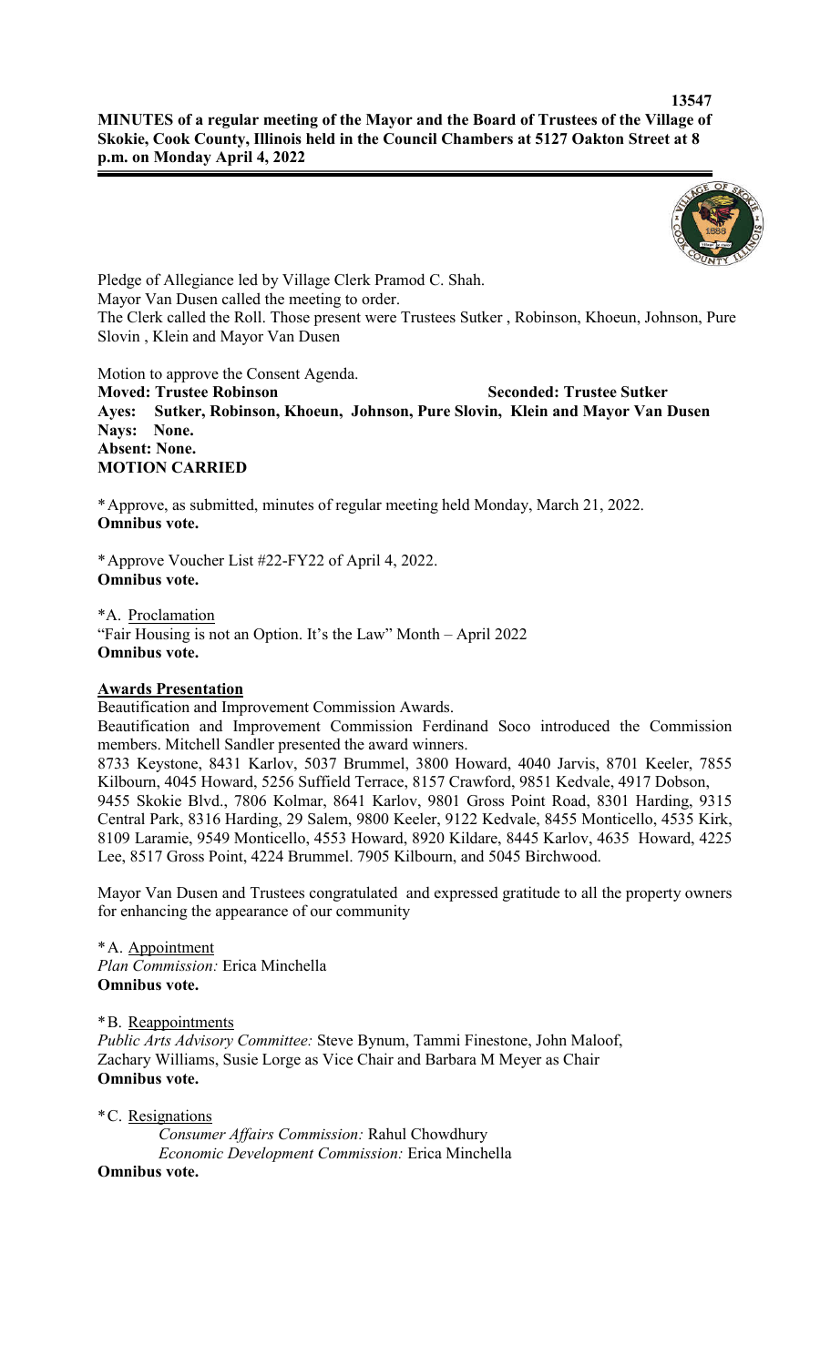**MINUTES of a regular meeting of the Mayor and the Board of Trustees of the Village of Skokie, Cook County, Illinois held in the Council Chambers at 5127 Oakton Street at 8 p.m. on Monday April 4, 2022**

Pledge of Allegiance led by Village Clerk Pramod C. Shah.
Mayor Van Dusen called the meeting to order.
The Clerk called the Roll. Those present were Trustees Sutker , Robinson, Khoeun, Johnson, Pure Slovin , Klein and Mayor Van Dusen

Motion to approve the Consent Agenda.
**Moved: Trustee Robinson** **Seconded: Trustee Sutker**
**Ayes: Sutker, Robinson, Khoeun, Johnson, Pure Slovin, Klein and Mayor Van Dusen**
**Nays: None.**
**Absent: None.**
**MOTION CARRIED**

*Approve, as submitted, minutes of regular meeting held Monday, March 21, 2022.
**Omnibus vote.**

*Approve Voucher List #22-FY22 of April 4, 2022.
**Omnibus vote.**

*A. Proclamation
"Fair Housing is not an Option. It's the Law" Month – April 2022
**Omnibus vote.**

**Awards Presentation**

Beautification and Improvement Commission Awards.
Beautification and Improvement Commission Ferdinand Soco introduced the Commission members. Mitchell Sandler presented the award winners.
8733 Keystone, 8431 Karlov, 5037 Brummel, 3800 Howard, 4040 Jarvis, 8701 Keeler, 7855 Kilbourn, 4045 Howard, 5256 Suffield Terrace, 8157 Crawford, 9851 Kedvale, 4917 Dobson, 9455 Skokie Blvd., 7806 Kolmar, 8641 Karlov, 9801 Gross Point Road, 8301 Harding, 9315 Central Park, 8316 Harding, 29 Salem, 9800 Keeler, 9122 Kedvale, 8455 Monticello, 4535 Kirk, 8109 Laramie, 9549 Monticello, 4553 Howard, 8920 Kildare, 8445 Karlov, 4635 Howard, 4225 Lee, 8517 Gross Point, 4224 Brummel. 7905 Kilbourn, and 5045 Birchwood.

Mayor Van Dusen and Trustees congratulated and expressed gratitude to all the property owners for enhancing the appearance of our community

*A. Appointment
*Plan Commission:* Erica Minchella
**Omnibus vote.**

*B. Reappointments
*Public Arts Advisory Committee:* Steve Bynum, Tammi Finestone, John Maloof, Zachary Williams, Susie Lorge as Vice Chair and Barbara M Meyer as Chair
**Omnibus vote.**

*C. Resignations
*Consumer Affairs Commission:* Rahul Chowdhury
*Economic Development Commission:* Erica Minchella
**Omnibus vote.**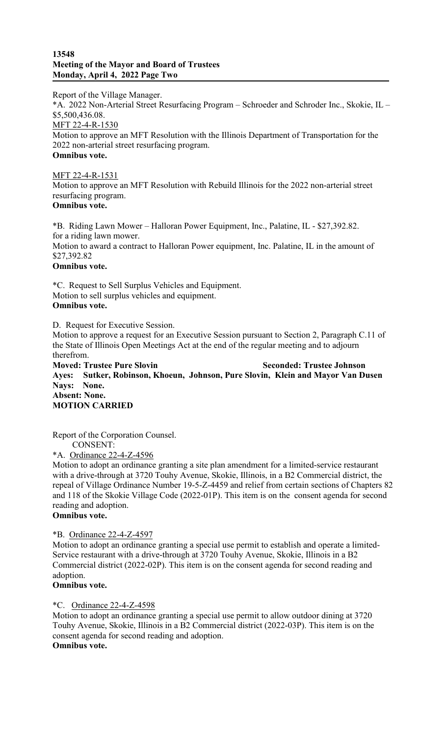Report of the Village Manager.

*A. 2022 Non-Arterial Street Resurfacing Program – Schroeder and Schroder Inc., Skokie, IL – $5,500,436.08.

MFT 22-4-R-1530

Motion to approve an MFT Resolution with the Illinois Department of Transportation for the 2022 non-arterial street resurfacing program.

**Omnibus vote.**

MFT 22-4-R-1531

Motion to approve an MFT Resolution with Rebuild Illinois for the 2022 non-arterial street resurfacing program.

**Omnibus vote.**

*B. Riding Lawn Mower – Halloran Power Equipment, Inc., Palatine, IL - $27,392.82. for a riding lawn mower.

Motion to award a contract to Halloran Power equipment, Inc. Palatine, IL in the amount of $27,392.82

**Omnibus vote.**

*C. Request to Sell Surplus Vehicles and Equipment.

Motion to sell surplus vehicles and equipment.

**Omnibus vote.**

D. Request for Executive Session.

Motion to approve a request for an Executive Session pursuant to Section 2, Paragraph C.11 of the State of Illinois Open Meetings Act at the end of the regular meeting and to adjourn therefrom.

**Moved: Trustee Pure Slovin** **Seconded: Trustee Johnson**

**Ayes: Sutker, Robinson, Khoeun, Johnson, Pure Slovin, Klein and Mayor Van Dusen**

**Nays: None.**

**Absent: None.**

**MOTION CARRIED**

Report of the Corporation Counsel.

CONSENT:

*A. Ordinance 22-4-Z-4596

Motion to adopt an ordinance granting a site plan amendment for a limited-service restaurant with a drive-through at 3720 Touhy Avenue, Skokie, Illinois, in a B2 Commercial district, the repeal of Village Ordinance Number 19-5-Z-4459 and relief from certain sections of Chapters 82 and 118 of the Skokie Village Code (2022-01P). This item is on the consent agenda for second reading and adoption.

**Omnibus vote.**

*B. Ordinance 22-4-Z-4597

Motion to adopt an ordinance granting a special use permit to establish and operate a limited-Service restaurant with a drive-through at 3720 Touhy Avenue, Skokie, Illinois in a B2 Commercial district (2022-02P). This item is on the consent agenda for second reading and adoption.

**Omnibus vote.**

*C. Ordinance 22-4-Z-4598

Motion to adopt an ordinance granting a special use permit to allow outdoor dining at 3720 Touhy Avenue, Skokie, Illinois in a B2 Commercial district (2022-03P). This item is on the consent agenda for second reading and adoption.

**Omnibus vote.**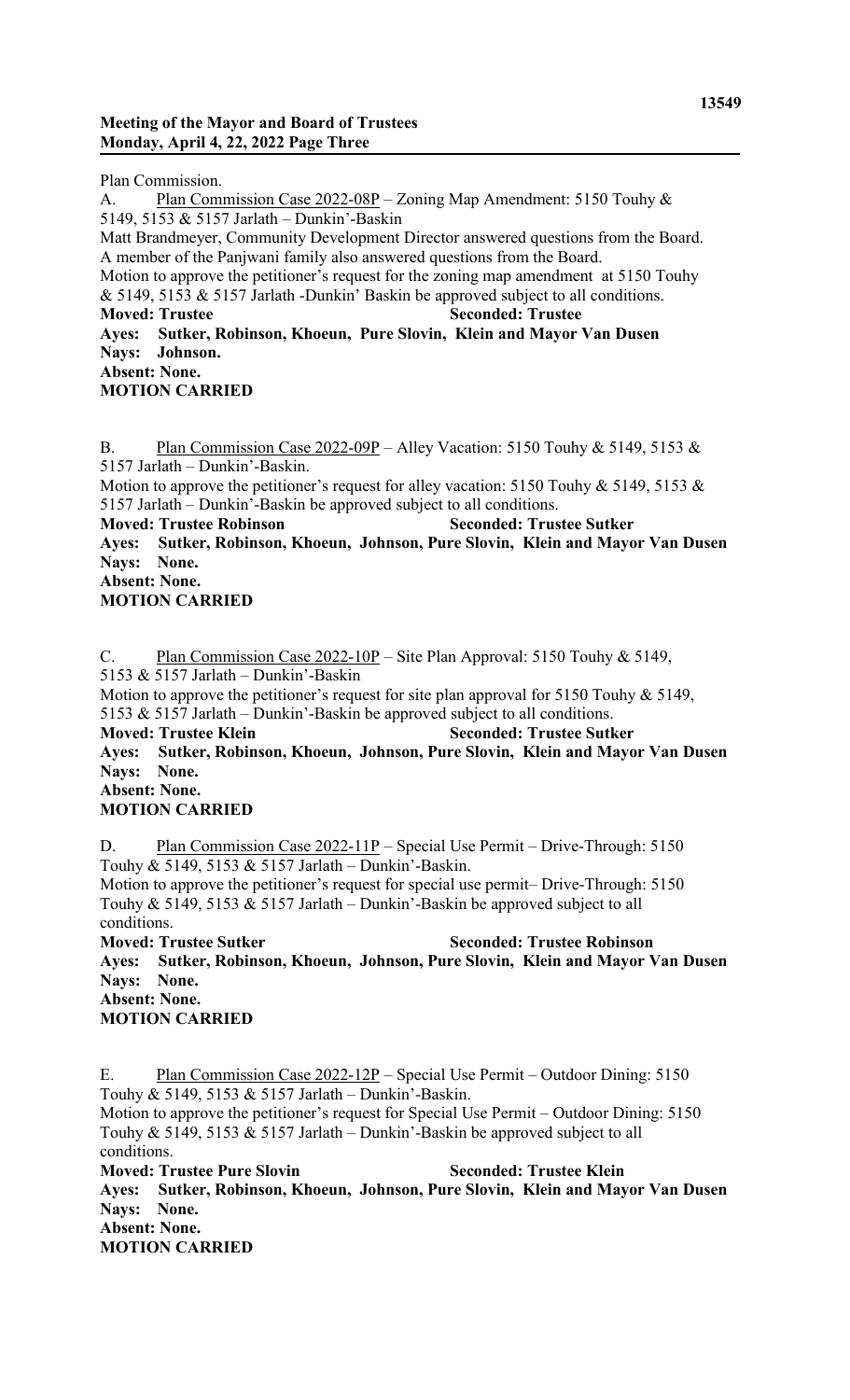Plan Commission.

A. <u>Plan Commission Case 2022-08P</u> – Zoning Map Amendment: 5150 Touhy & 5149, 5153 & 5157 Jarlath – Dunkin'-Baskin

Matt Brandmeyer, Community Development Director answered questions from the Board. A member of the Panjwani family also answered questions from the Board.

Motion to approve the petitioner's request for the zoning map amendment at 5150 Touhy & 5149, 5153 & 5157 Jarlath -Dunkin' Baskin be approved subject to all conditions.

**Moved: Trustee** **Seconded: Trustee**

**Ayes: Sutker, Robinson, Khoeun, Pure Slovin, Klein and Mayor Van Dusen**

**Nays: Johnson.**

**Absent: None.**

**MOTION CARRIED**

B. <u>Plan Commission Case 2022-09P</u> – Alley Vacation: 5150 Touhy & 5149, 5153 & 5157 Jarlath – Dunkin'-Baskin.

Motion to approve the petitioner's request for alley vacation: 5150 Touhy & 5149, 5153 & 5157 Jarlath – Dunkin'-Baskin be approved subject to all conditions.

**Moved: Trustee Robinson** **Seconded: Trustee Sutker**

**Ayes: Sutker, Robinson, Khoeun, Johnson, Pure Slovin, Klein and Mayor Van Dusen**

**Nays: None.**

**Absent: None.**

**MOTION CARRIED**

C. <u>Plan Commission Case 2022-10P</u> – Site Plan Approval: 5150 Touhy & 5149, 5153 & 5157 Jarlath – Dunkin'-Baskin

Motion to approve the petitioner's request for site plan approval for 5150 Touhy & 5149, 5153 & 5157 Jarlath – Dunkin'-Baskin be approved subject to all conditions.

**Moved: Trustee Klein** **Seconded: Trustee Sutker**

**Ayes: Sutker, Robinson, Khoeun, Johnson, Pure Slovin, Klein and Mayor Van Dusen**

**Nays: None.**

**Absent: None.**

**MOTION CARRIED**

D. <u>Plan Commission Case 2022-11P</u> – Special Use Permit – Drive-Through: 5150 Touhy & 5149, 5153 & 5157 Jarlath – Dunkin'-Baskin.

Motion to approve the petitioner's request for special use permit– Drive-Through: 5150 Touhy & 5149, 5153 & 5157 Jarlath – Dunkin'-Baskin be approved subject to all conditions.

**Moved: Trustee Sutker** **Seconded: Trustee Robinson**

**Ayes: Sutker, Robinson, Khoeun, Johnson, Pure Slovin, Klein and Mayor Van Dusen**

**Nays: None.**

**Absent: None.**

**MOTION CARRIED**

E. <u>Plan Commission Case 2022-12P</u> – Special Use Permit – Outdoor Dining: 5150 Touhy & 5149, 5153 & 5157 Jarlath – Dunkin'-Baskin.

Motion to approve the petitioner's request for Special Use Permit – Outdoor Dining: 5150 Touhy & 5149, 5153 & 5157 Jarlath – Dunkin'-Baskin be approved subject to all conditions.

**Moved: Trustee Pure Slovin** **Seconded: Trustee Klein**

**Ayes: Sutker, Robinson, Khoeun, Johnson, Pure Slovin, Klein and Mayor Van Dusen**

**Nays: None.**

**Absent: None.**

**MOTION CARRIED**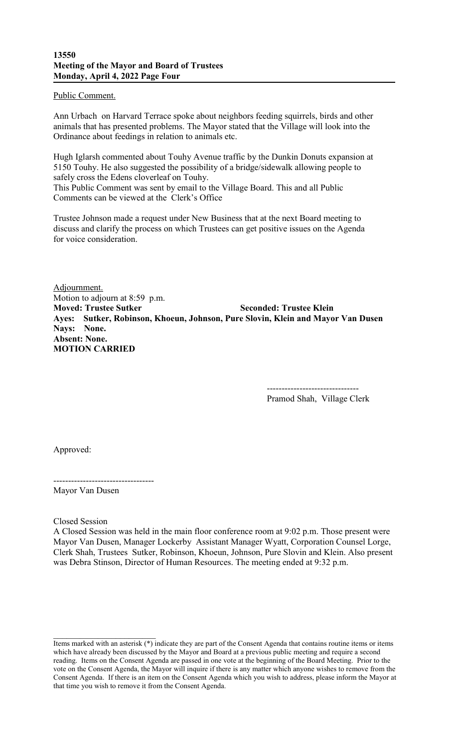Public Comment.

Ann Urbach on Harvard Terrace spoke about neighbors feeding squirrels, birds and other animals that has presented problems. The Mayor stated that the Village will look into the Ordinance about feedings in relation to animals etc.

Hugh Iglarsh commented about Touhy Avenue traffic by the Dunkin Donuts expansion at 5150 Touhy. He also suggested the possibility of a bridge/sidewalk allowing people to safely cross the Edens cloverleaf on Touhy.
This Public Comment was sent by email to the Village Board. This and all Public Comments can be viewed at the Clerk's Office

Trustee Johnson made a request under New Business that at the next Board meeting to discuss and clarify the process on which Trustees can get positive issues on the Agenda for voice consideration.

Adjournment.
Motion to adjourn at 8:59 p.m.
**Moved: Trustee Sutker** **Seconded: Trustee Klein**
**Ayes: Sutker, Robinson, Khoeun, Johnson, Pure Slovin, Klein and Mayor Van Dusen**
**Nays: None.**
**Absent: None.**
**MOTION CARRIED**

-------------------------------
Pramod Shah, Village Clerk

Approved:

---------------------------------
Mayor Van Dusen

Closed Session
A Closed Session was held in the main floor conference room at 9:02 p.m. Those present were Mayor Van Dusen, Manager Lockerby Assistant Manager Wyatt, Corporation Counsel Lorge, Clerk Shah, Trustees Sutker, Robinson, Khoeun, Johnson, Pure Slovin and Klein. Also present was Debra Stinson, Director of Human Resources. The meeting ended at 9:32 p.m.

Items marked with an asterisk (*) indicate they are part of the Consent Agenda that contains routine items or items which have already been discussed by the Mayor and Board at a previous public meeting and require a second reading. Items on the Consent Agenda are passed in one vote at the beginning of the Board Meeting. Prior to the vote on the Consent Agenda, the Mayor will inquire if there is any matter which anyone wishes to remove from the Consent Agenda. If there is an item on the Consent Agenda which you wish to address, please inform the Mayor at that time you wish to remove it from the Consent Agenda.